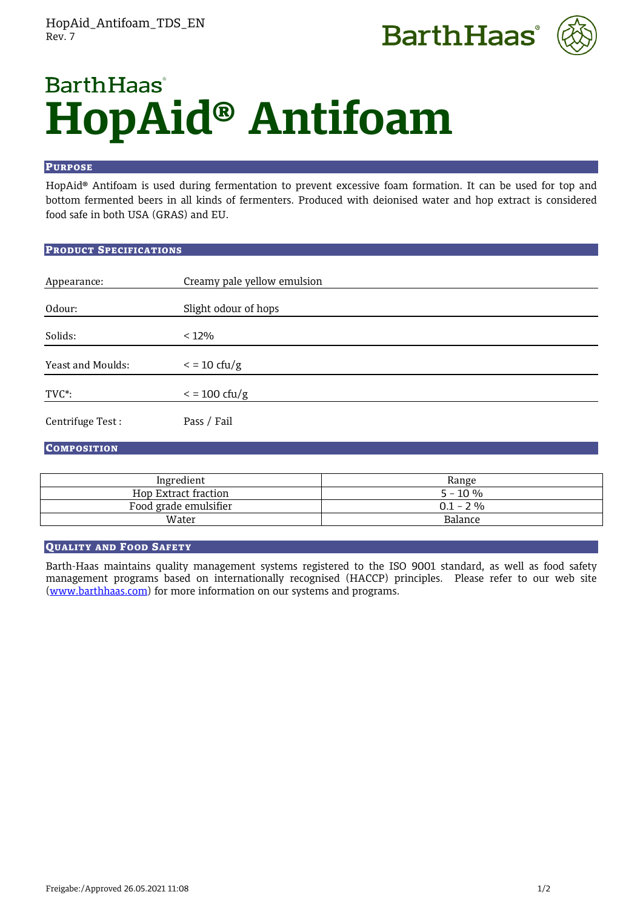HopAid_Antifoam_TDS_EN
Rev. 7

BarthHaas

# HopAid® Antifoam

## Purpose

HopAid® Antifoam is used during fermentation to prevent excessive foam formation. It can be used for top and bottom fermented beers in all kinds of fermenters. Produced with deionised water and hop extract is considered food safe in both USA (GRAS) and EU.

## Product Specifications

| | |
|---|---|
| Appearance: | Creamy pale yellow emulsion |
| Odour: | Slight odour of hops |
| Solids: | < 12% |
| Yeast and Moulds: | < = 10 cfu/g |
| TVC*: | < = 100 cfu/g |
| Centrifuge Test : | Pass / Fail |

## Composition

| Ingredient | Range |
|---|---|
| Hop Extract fraction | 5 – 10 % |
| Food grade emulsifier | 0.1 – 2 % |
| Water | Balance |

## Quality and Food Safety

Barth-Haas maintains quality management systems registered to the ISO 9001 standard, as well as food safety management programs based on internationally recognised (HACCP) principles. Please refer to our web site (www.barthhaas.com) for more information on our systems and programs.

Freigabe:/Approved 26.05.2021 11:08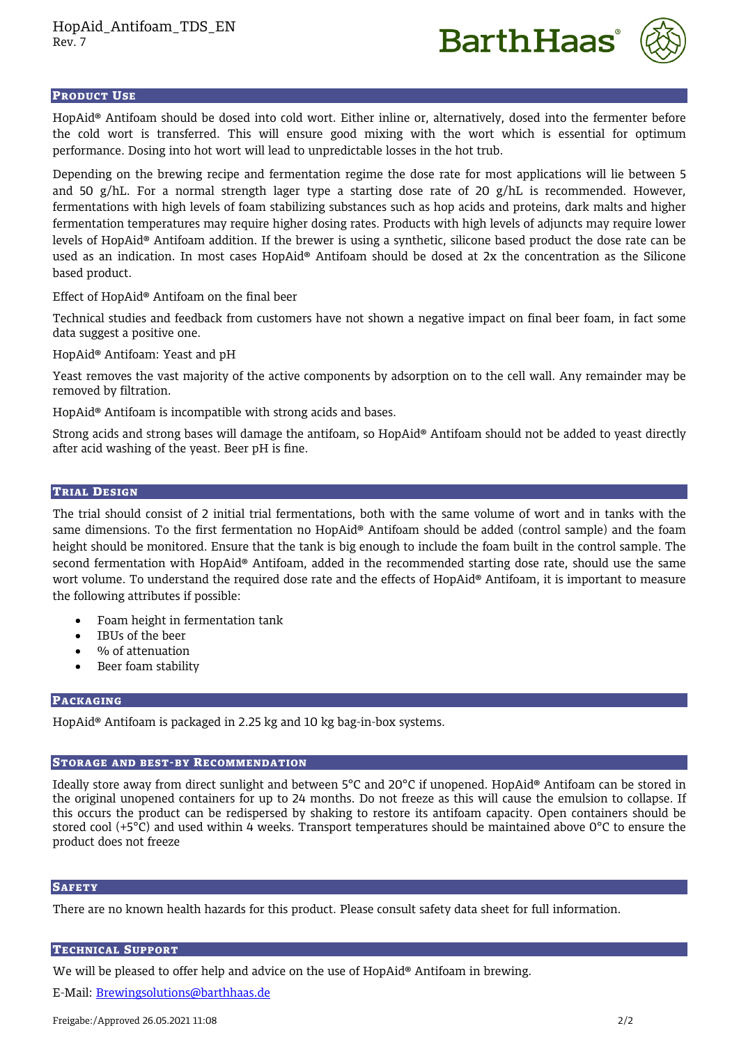## Product Use

HopAid® Antifoam should be dosed into cold wort. Either inline or, alternatively, dosed into the fermenter before the cold wort is transferred. This will ensure good mixing with the wort which is essential for optimum performance. Dosing into hot wort will lead to unpredictable losses in the hot trub.

Depending on the brewing recipe and fermentation regime the dose rate for most applications will lie between 5 and 50 g/hL. For a normal strength lager type a starting dose rate of 20 g/hL is recommended. However, fermentations with high levels of foam stabilizing substances such as hop acids and proteins, dark malts and higher fermentation temperatures may require higher dosing rates. Products with high levels of adjuncts may require lower levels of HopAid® Antifoam addition. If the brewer is using a synthetic, silicone based product the dose rate can be used as an indication. In most cases HopAid® Antifoam should be dosed at 2x the concentration as the Silicone based product.

Effect of HopAid® Antifoam on the final beer

Technical studies and feedback from customers have not shown a negative impact on final beer foam, in fact some data suggest a positive one.

HopAid® Antifoam: Yeast and pH

Yeast removes the vast majority of the active components by adsorption on to the cell wall. Any remainder may be removed by filtration.

HopAid® Antifoam is incompatible with strong acids and bases.

Strong acids and strong bases will damage the antifoam, so HopAid® Antifoam should not be added to yeast directly after acid washing of the yeast. Beer pH is fine.

## Trial Design

The trial should consist of 2 initial trial fermentations, both with the same volume of wort and in tanks with the same dimensions. To the first fermentation no HopAid® Antifoam should be added (control sample) and the foam height should be monitored. Ensure that the tank is big enough to include the foam built in the control sample. The second fermentation with HopAid® Antifoam, added in the recommended starting dose rate, should use the same wort volume. To understand the required dose rate and the effects of HopAid® Antifoam, it is important to measure the following attributes if possible:

- Foam height in fermentation tank
- IBUs of the beer
- % of attenuation
- Beer foam stability

## Packaging

HopAid® Antifoam is packaged in 2.25 kg and 10 kg bag-in-box systems.

## Storage and best-by Recommendation

Ideally store away from direct sunlight and between 5°C and 20°C if unopened. HopAid® Antifoam can be stored in the original unopened containers for up to 24 months. Do not freeze as this will cause the emulsion to collapse. If this occurs the product can be redispersed by shaking to restore its antifoam capacity. Open containers should be stored cool (+5°C) and used within 4 weeks. Transport temperatures should be maintained above 0°C to ensure the product does not freeze

## Safety

There are no known health hazards for this product. Please consult safety data sheet for full information.

## Technical Support

We will be pleased to offer help and advice on the use of HopAid® Antifoam in brewing.

E-Mail: Brewingsolutions@barthhaas.de

Freigabe:/Approved 26.05.2021 11:08